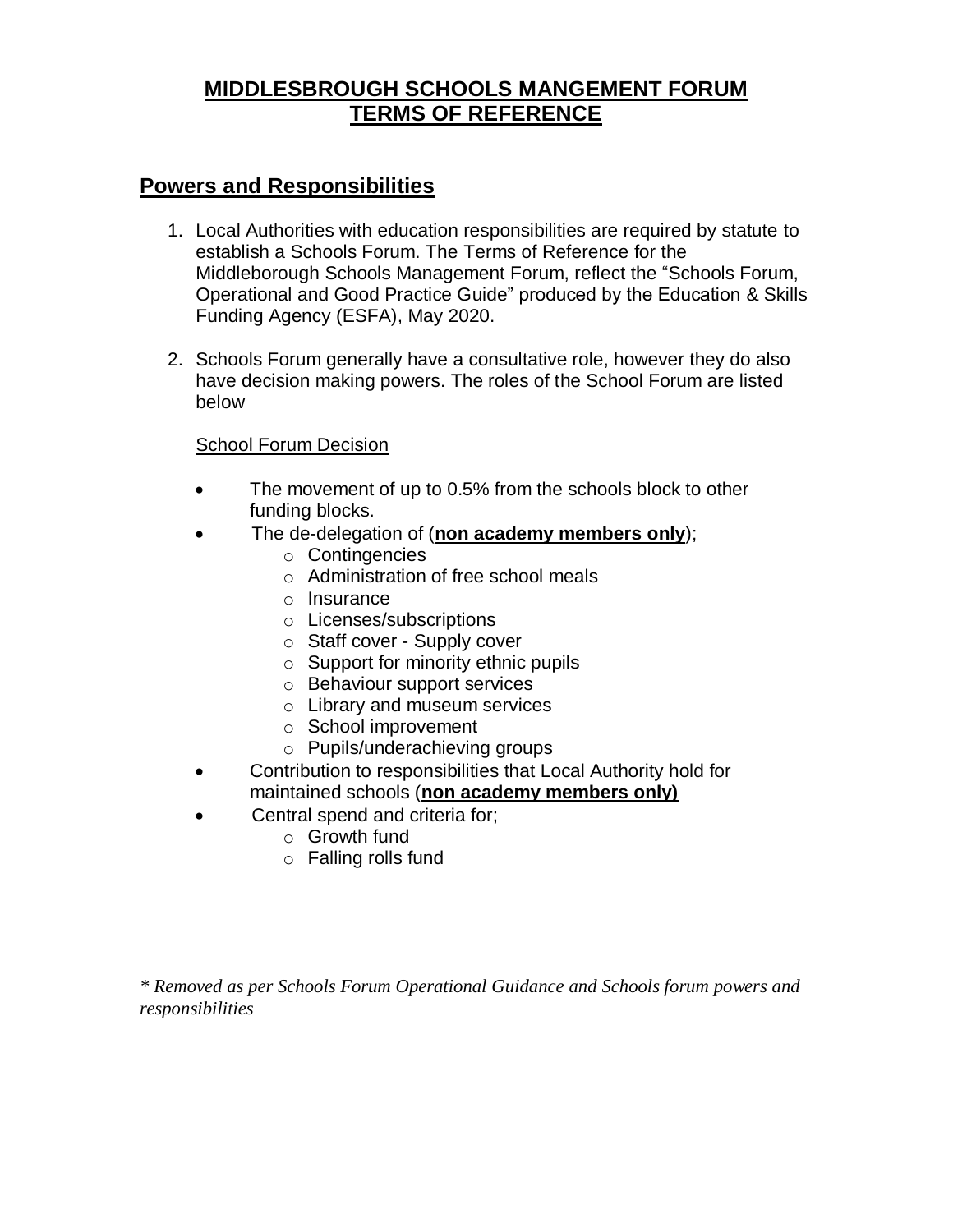# <u>MIDDLESBROUGH SCHOOLS MANGEMENT FORUM TERMS OF REFERENCE</u>

## <u>Powers and Responsibilities</u>

1. Local Authorities with education responsibilities are required by statute to establish a Schools Forum. The Terms of Reference for the Middleborough Schools Management Forum, reflect the "Schools Forum, Operational and Good Practice Guide" produced by the Education & Skills Funding Agency (ESFA), May 2020.

2. Schools Forum generally have a consultative role, however they do also have decision making powers. The roles of the School Forum are listed below

   <u>School Forum Decision</u>

   - The movement of up to 0.5% from the schools block to other funding blocks.
   - The de-delegation of (**<u>non academy members only</u>**);
     - Contingencies
     - Administration of free school meals
     - Insurance
     - Licenses/subscriptions
     - Staff cover - Supply cover
     - Support for minority ethnic pupils
     - Behaviour support services
     - Library and museum services
     - School improvement
     - Pupils/underachieving groups
   - Contribution to responsibilities that Local Authority hold for maintained schools (**<u>non academy members only)</u>**
   - Central spend and criteria for;
     - Growth fund
     - Falling rolls fund

*\* Removed as per Schools Forum Operational Guidance and Schools forum powers and responsibilities*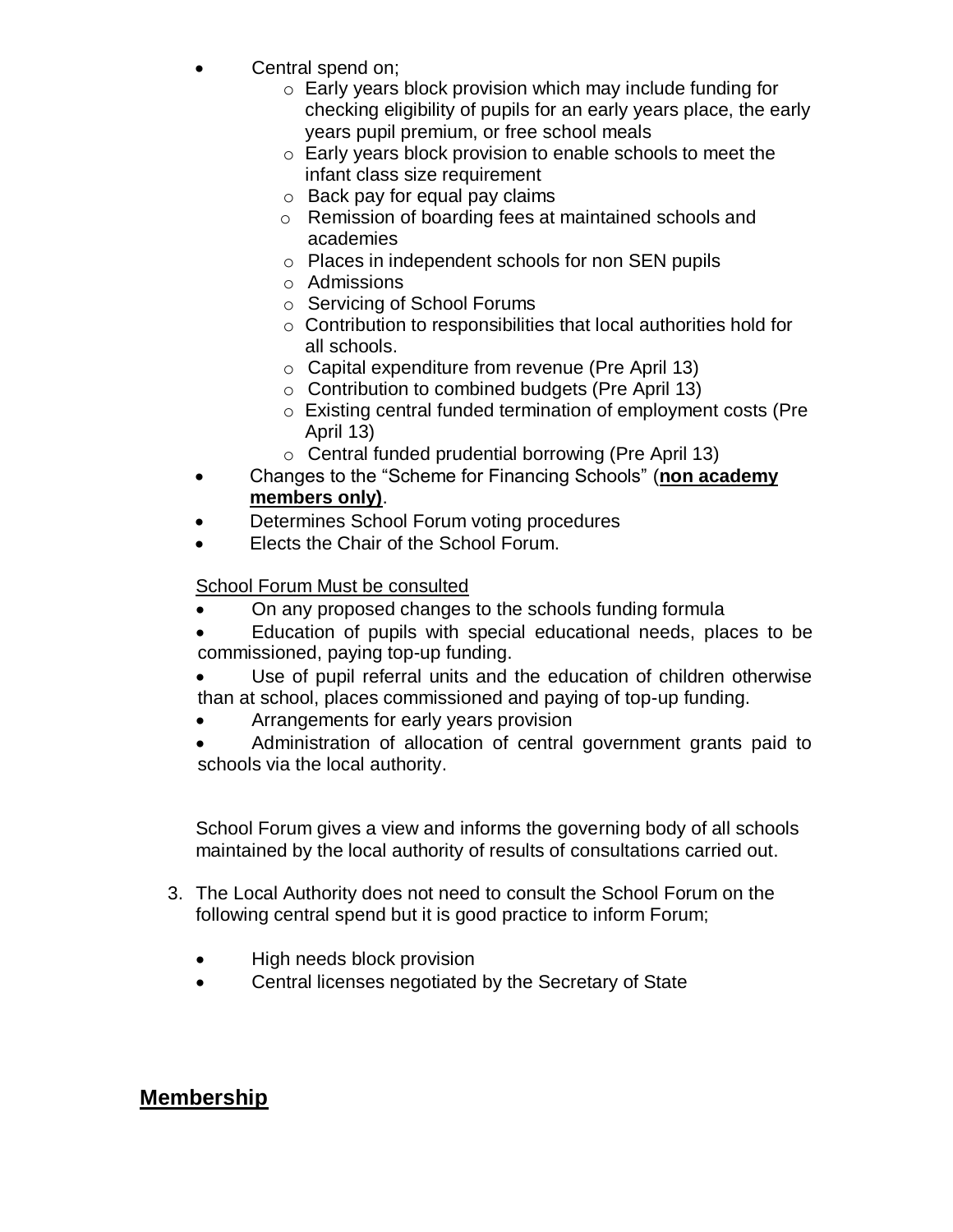- Central spend on;
  - Early years block provision which may include funding for checking eligibility of pupils for an early years place, the early years pupil premium, or free school meals
  - Early years block provision to enable schools to meet the infant class size requirement
  - Back pay for equal pay claims
  - Remission of boarding fees at maintained schools and academies
  - Places in independent schools for non SEN pupils
  - Admissions
  - Servicing of School Forums
  - Contribution to responsibilities that local authorities hold for all schools.
  - Capital expenditure from revenue (Pre April 13)
  - Contribution to combined budgets (Pre April 13)
  - Existing central funded termination of employment costs (Pre April 13)
  - Central funded prudential borrowing (Pre April 13)
- Changes to the "Scheme for Financing Schools" (**non academy members only)**.
- Determines School Forum voting procedures
- Elects the Chair of the School Forum.

School Forum Must be consulted

- On any proposed changes to the schools funding formula
- Education of pupils with special educational needs, places to be commissioned, paying top-up funding.
- Use of pupil referral units and the education of children otherwise than at school, places commissioned and paying of top-up funding.
- Arrangements for early years provision
- Administration of allocation of central government grants paid to schools via the local authority.

School Forum gives a view and informs the governing body of all schools maintained by the local authority of results of consultations carried out.

3. The Local Authority does not need to consult the School Forum on the following central spend but it is good practice to inform Forum;

   - High needs block provision
   - Central licenses negotiated by the Secretary of State

## Membership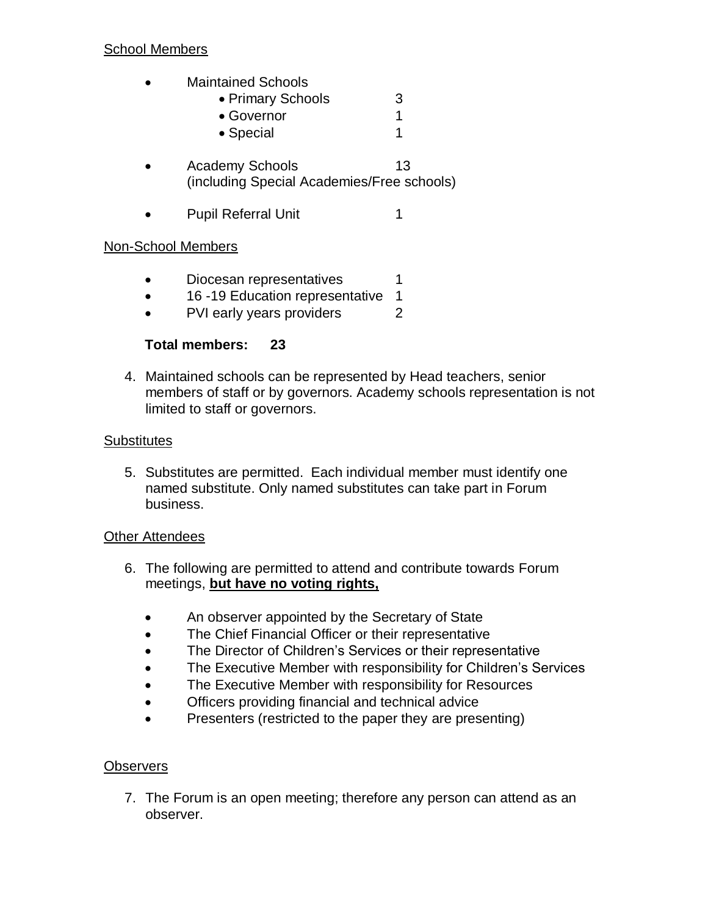School Members

- Maintained Schools
  - Primary Schools 3
  - Governor 1
  - Special 1
- Academy Schools 13
  (including Special Academies/Free schools)
- Pupil Referral Unit 1

Non-School Members

- Diocesan representatives 1
- 16 -19 Education representative 1
- PVI early years providers 2

**Total members: 23**

4. Maintained schools can be represented by Head teachers, senior members of staff or by governors. Academy schools representation is not limited to staff or governors.

Substitutes

5. Substitutes are permitted. Each individual member must identify one named substitute. Only named substitutes can take part in Forum business.

Other Attendees

6. The following are permitted to attend and contribute towards Forum meetings, **but have no voting rights,**

   - An observer appointed by the Secretary of State
   - The Chief Financial Officer or their representative
   - The Director of Children's Services or their representative
   - The Executive Member with responsibility for Children's Services
   - The Executive Member with responsibility for Resources
   - Officers providing financial and technical advice
   - Presenters (restricted to the paper they are presenting)

Observers

7. The Forum is an open meeting; therefore any person can attend as an observer.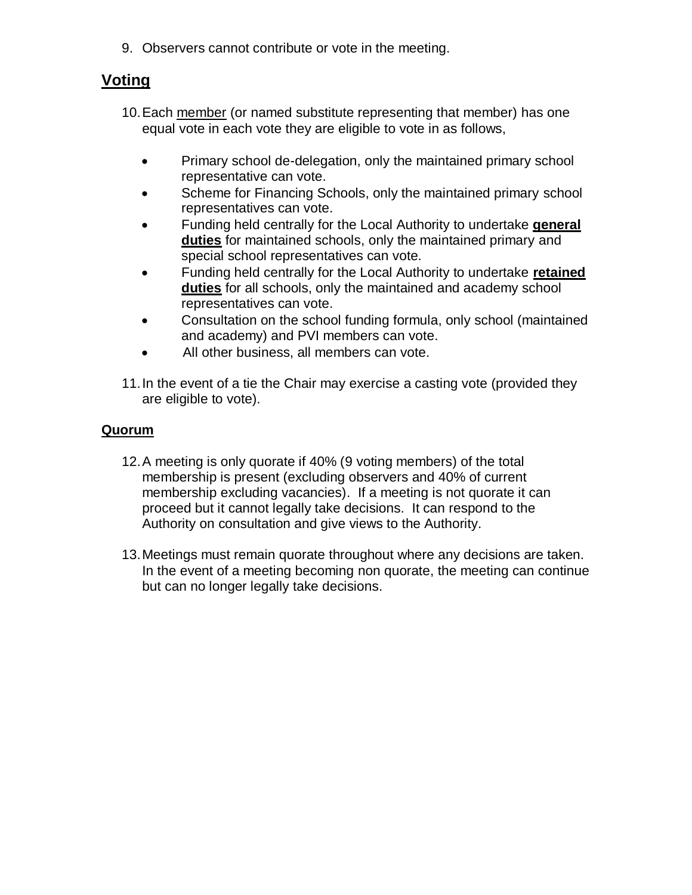9. Observers cannot contribute or vote in the meeting.

## Voting

10. Each member (or named substitute representing that member) has one equal vote in each vote they are eligible to vote in as follows,

    - Primary school de-delegation, only the maintained primary school representative can vote.
    - Scheme for Financing Schools, only the maintained primary school representatives can vote.
    - Funding held centrally for the Local Authority to undertake **general duties** for maintained schools, only the maintained primary and special school representatives can vote.
    - Funding held centrally for the Local Authority to undertake **retained duties** for all schools, only the maintained and academy school representatives can vote.
    - Consultation on the school funding formula, only school (maintained and academy) and PVI members can vote.
    - All other business, all members can vote.

11. In the event of a tie the Chair may exercise a casting vote (provided they are eligible to vote).

### Quorum

12. A meeting is only quorate if 40% (9 voting members) of the total membership is present (excluding observers and 40% of current membership excluding vacancies). If a meeting is not quorate it can proceed but it cannot legally take decisions. It can respond to the Authority on consultation and give views to the Authority.

13. Meetings must remain quorate throughout where any decisions are taken. In the event of a meeting becoming non quorate, the meeting can continue but can no longer legally take decisions.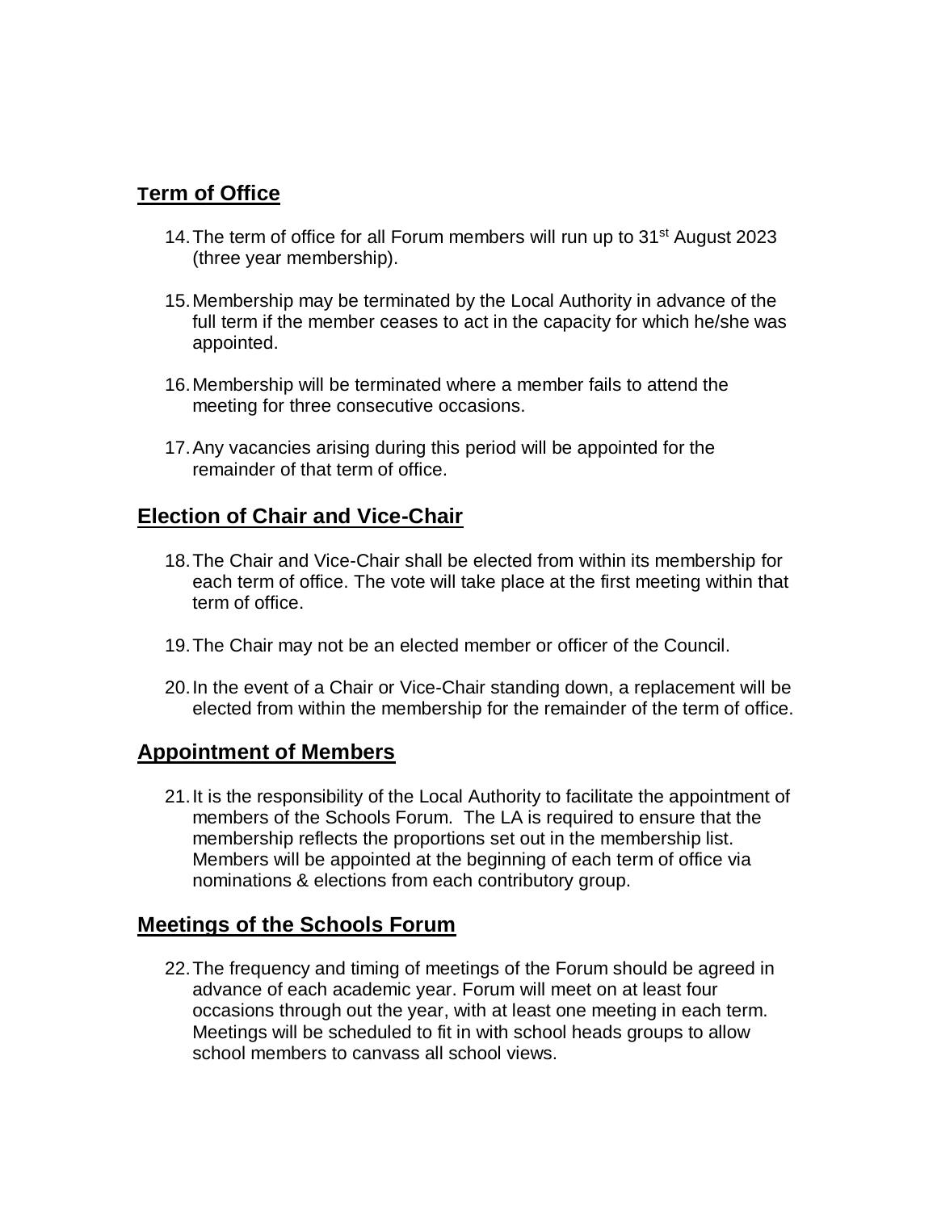## Term of Office

14. The term of office for all Forum members will run up to 31st August 2023 (three year membership).

15. Membership may be terminated by the Local Authority in advance of the full term if the member ceases to act in the capacity for which he/she was appointed.

16. Membership will be terminated where a member fails to attend the meeting for three consecutive occasions.

17. Any vacancies arising during this period will be appointed for the remainder of that term of office.

## Election of Chair and Vice-Chair

18. The Chair and Vice-Chair shall be elected from within its membership for each term of office. The vote will take place at the first meeting within that term of office.

19. The Chair may not be an elected member or officer of the Council.

20. In the event of a Chair or Vice-Chair standing down, a replacement will be elected from within the membership for the remainder of the term of office.

## Appointment of Members

21. It is the responsibility of the Local Authority to facilitate the appointment of members of the Schools Forum. The LA is required to ensure that the membership reflects the proportions set out in the membership list. Members will be appointed at the beginning of each term of office via nominations & elections from each contributory group.

## Meetings of the Schools Forum

22. The frequency and timing of meetings of the Forum should be agreed in advance of each academic year. Forum will meet on at least four occasions through out the year, with at least one meeting in each term. Meetings will be scheduled to fit in with school heads groups to allow school members to canvass all school views.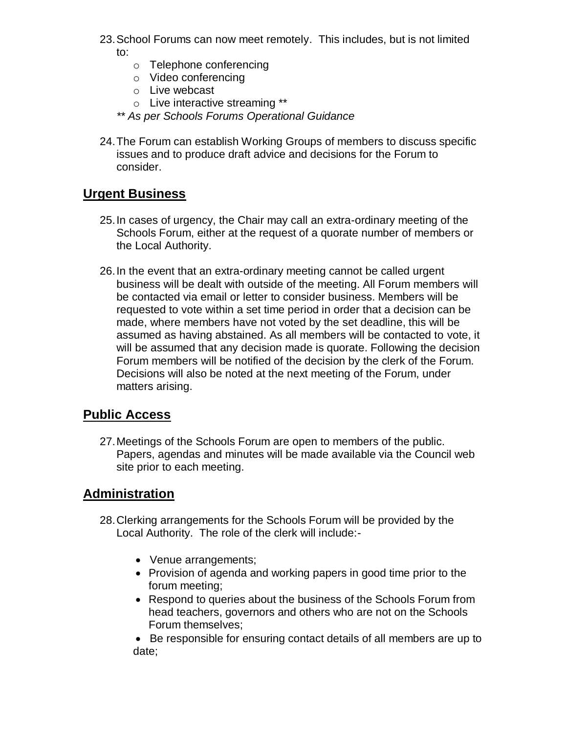23. School Forums can now meet remotely. This includes, but is not limited to:
    - Telephone conferencing
    - Video conferencing
    - Live webcast
    - Live interactive streaming **

    *** As per Schools Forums Operational Guidance*

24. The Forum can establish Working Groups of members to discuss specific issues and to produce draft advice and decisions for the Forum to consider.

## Urgent Business

25. In cases of urgency, the Chair may call an extra-ordinary meeting of the Schools Forum, either at the request of a quorate number of members or the Local Authority.

26. In the event that an extra-ordinary meeting cannot be called urgent business will be dealt with outside of the meeting. All Forum members will be contacted via email or letter to consider business. Members will be requested to vote within a set time period in order that a decision can be made, where members have not voted by the set deadline, this will be assumed as having abstained. As all members will be contacted to vote, it will be assumed that any decision made is quorate. Following the decision Forum members will be notified of the decision by the clerk of the Forum. Decisions will also be noted at the next meeting of the Forum, under matters arising.

## Public Access

27. Meetings of the Schools Forum are open to members of the public. Papers, agendas and minutes will be made available via the Council web site prior to each meeting.

## Administration

28. Clerking arrangements for the Schools Forum will be provided by the Local Authority. The role of the clerk will include:-

    - Venue arrangements;
    - Provision of agenda and working papers in good time prior to the forum meeting;
    - Respond to queries about the business of the Schools Forum from head teachers, governors and others who are not on the Schools Forum themselves;
    - Be responsible for ensuring contact details of all members are up to date;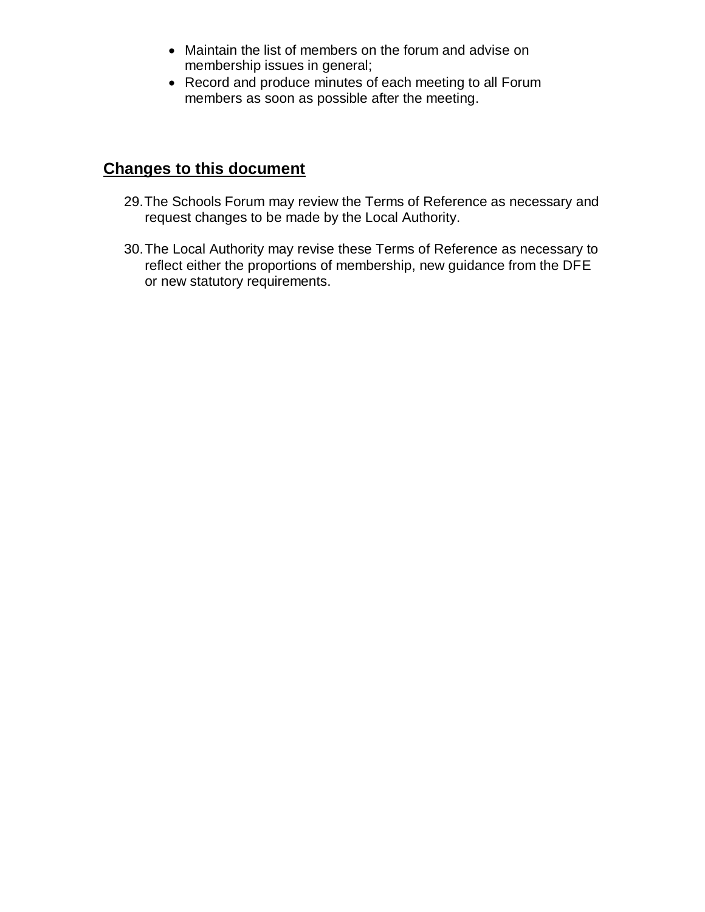- Maintain the list of members on the forum and advise on membership issues in general;
- Record and produce minutes of each meeting to all Forum members as soon as possible after the meeting.

## Changes to this document

29. The Schools Forum may review the Terms of Reference as necessary and request changes to be made by the Local Authority.

30. The Local Authority may revise these Terms of Reference as necessary to reflect either the proportions of membership, new guidance from the DFE or new statutory requirements.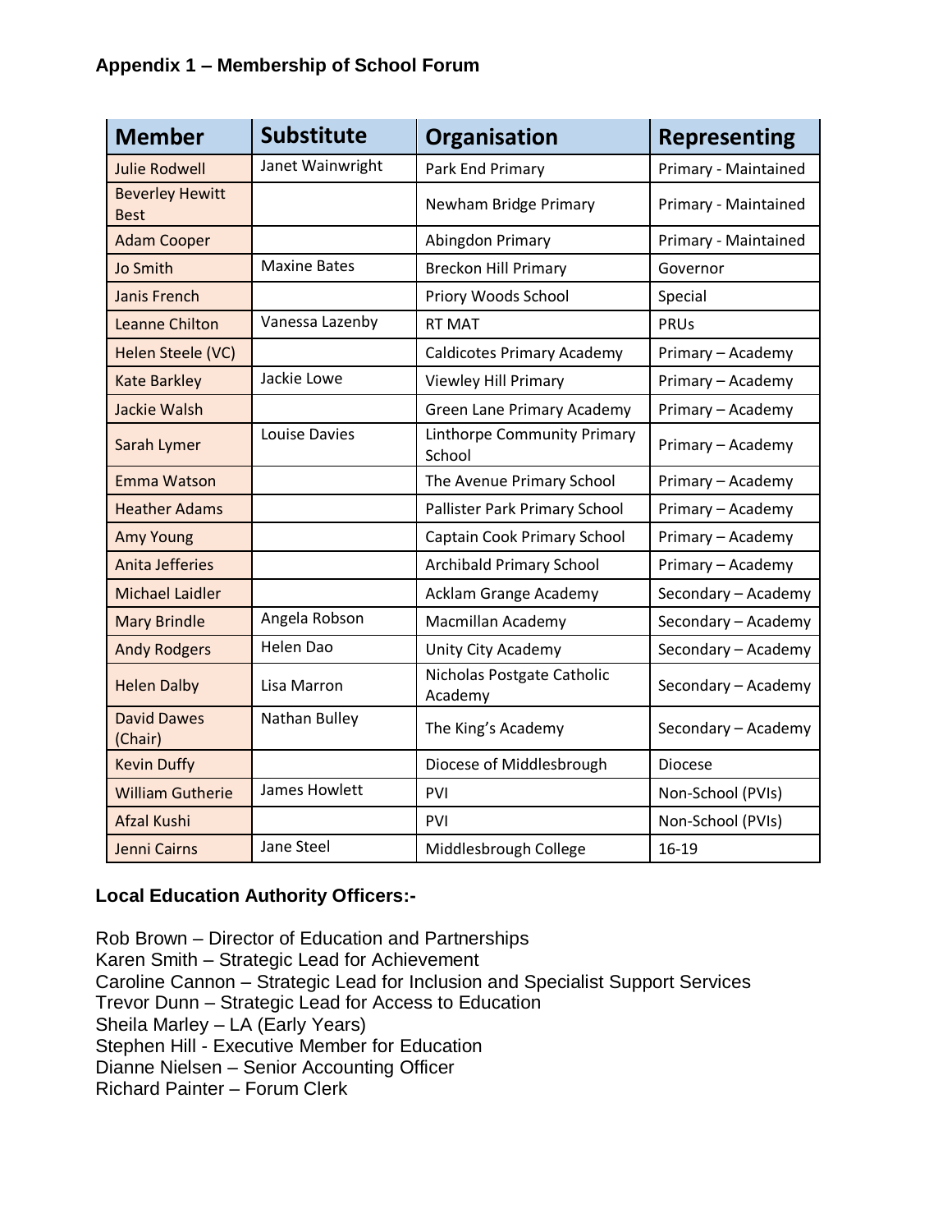**Appendix 1 – Membership of School Forum**

| Member | Substitute | Organisation | Representing |
|---|---|---|---|
| Julie Rodwell | Janet Wainwright | Park End Primary | Primary - Maintained |
| Beverley Hewitt Best | | Newham Bridge Primary | Primary - Maintained |
| Adam Cooper | | Abingdon Primary | Primary - Maintained |
| Jo Smith | Maxine Bates | Breckon Hill Primary | Governor |
| Janis French | | Priory Woods School | Special |
| Leanne Chilton | Vanessa Lazenby | RT MAT | PRUs |
| Helen Steele (VC) | | Caldicotes Primary Academy | Primary – Academy |
| Kate Barkley | Jackie Lowe | Viewley Hill Primary | Primary – Academy |
| Jackie Walsh | | Green Lane Primary Academy | Primary – Academy |
| Sarah Lymer | Louise Davies | Linthorpe Community Primary School | Primary – Academy |
| Emma Watson | | The Avenue Primary School | Primary – Academy |
| Heather Adams | | Pallister Park Primary School | Primary – Academy |
| Amy Young | | Captain Cook Primary School | Primary – Academy |
| Anita Jefferies | | Archibald Primary School | Primary – Academy |
| Michael Laidler | | Acklam Grange Academy | Secondary – Academy |
| Mary Brindle | Angela Robson | Macmillan Academy | Secondary – Academy |
| Andy Rodgers | Helen Dao | Unity City Academy | Secondary – Academy |
| Helen Dalby | Lisa Marron | Nicholas Postgate Catholic Academy | Secondary – Academy |
| David Dawes (Chair) | Nathan Bulley | The King's Academy | Secondary – Academy |
| Kevin Duffy | | Diocese of Middlesbrough | Diocese |
| William Gutherie | James Howlett | PVI | Non-School (PVIs) |
| Afzal Kushi | | PVI | Non-School (PVIs) |
| Jenni Cairns | Jane Steel | Middlesbrough College | 16-19 |

**Local Education Authority Officers:-**

Rob Brown – Director of Education and Partnerships
Karen Smith – Strategic Lead for Achievement
Caroline Cannon – Strategic Lead for Inclusion and Specialist Support Services
Trevor Dunn – Strategic Lead for Access to Education
Sheila Marley – LA (Early Years)
Stephen Hill - Executive Member for Education
Dianne Nielsen – Senior Accounting Officer
Richard Painter – Forum Clerk